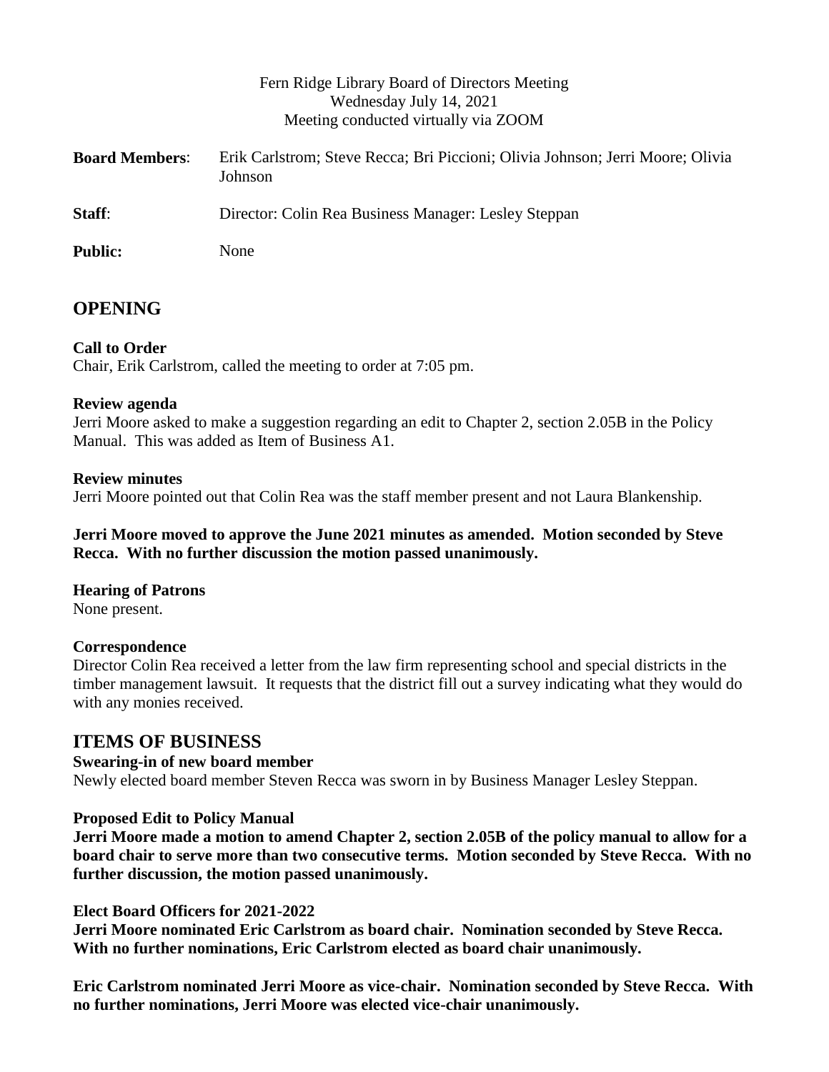Fern Ridge Library Board of Directors Meeting
Wednesday July 14, 2021
Meeting conducted virtually via ZOOM

**Board Members**: Erik Carlstrom; Steve Recca; Bri Piccioni; Olivia Johnson; Jerri Moore; Olivia Johnson

**Staff**: Director: Colin Rea Business Manager: Lesley Steppan

**Public:** None

## OPENING

**Call to Order**
Chair, Erik Carlstrom, called the meeting to order at 7:05 pm.

**Review agenda**
Jerri Moore asked to make a suggestion regarding an edit to Chapter 2, section 2.05B in the Policy Manual. This was added as Item of Business A1.

**Review minutes**
Jerri Moore pointed out that Colin Rea was the staff member present and not Laura Blankenship.

**Jerri Moore moved to approve the June 2021 minutes as amended. Motion seconded by Steve Recca. With no further discussion the motion passed unanimously.**

**Hearing of Patrons**
None present.

**Correspondence**
Director Colin Rea received a letter from the law firm representing school and special districts in the timber management lawsuit. It requests that the district fill out a survey indicating what they would do with any monies received.

## ITEMS OF BUSINESS

**Swearing-in of new board member**
Newly elected board member Steven Recca was sworn in by Business Manager Lesley Steppan.

**Proposed Edit to Policy Manual**
**Jerri Moore made a motion to amend Chapter 2, section 2.05B of the policy manual to allow for a board chair to serve more than two consecutive terms. Motion seconded by Steve Recca. With no further discussion, the motion passed unanimously.**

**Elect Board Officers for 2021-2022**
**Jerri Moore nominated Eric Carlstrom as board chair. Nomination seconded by Steve Recca. With no further nominations, Eric Carlstrom elected as board chair unanimously.**

**Eric Carlstrom nominated Jerri Moore as vice-chair. Nomination seconded by Steve Recca. With no further nominations, Jerri Moore was elected vice-chair unanimously.**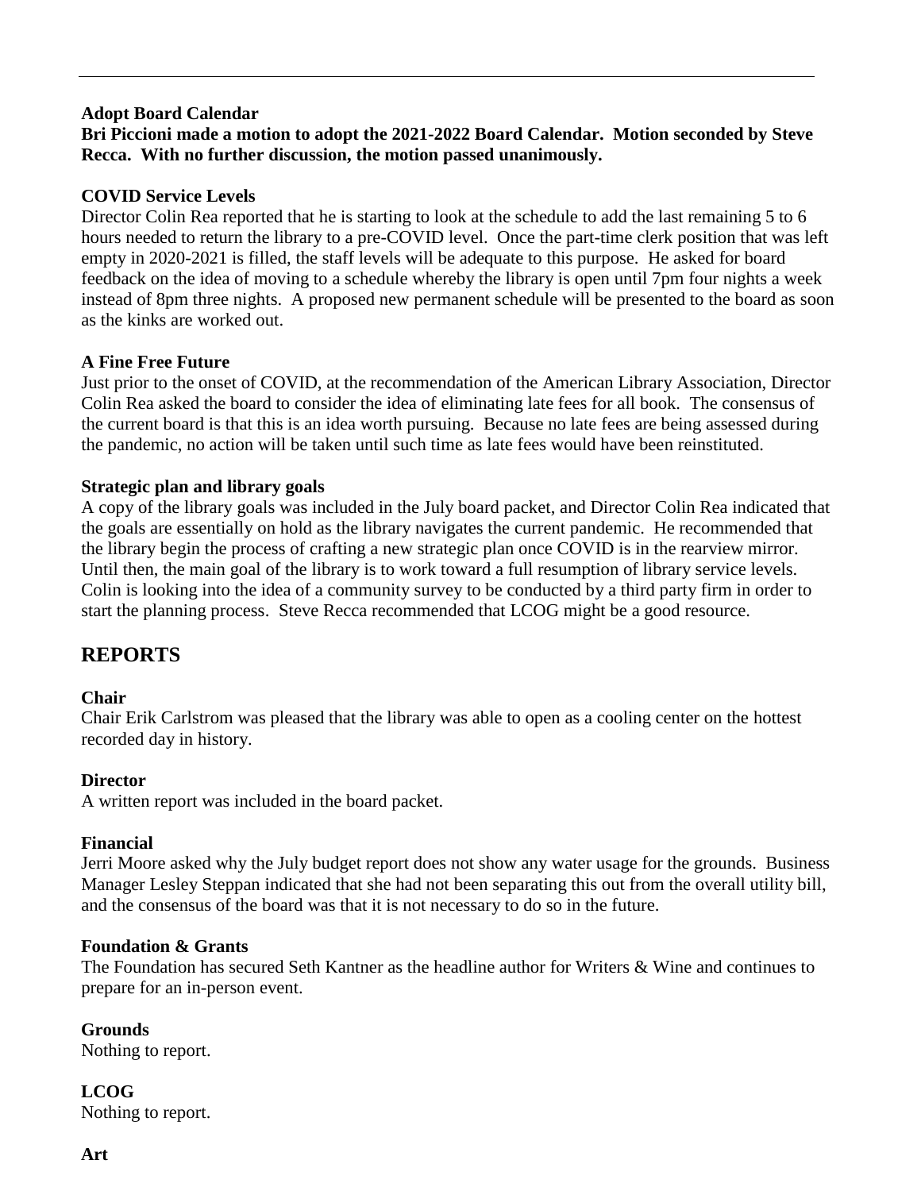**Adopt Board Calendar**

**Bri Piccioni made a motion to adopt the 2021-2022 Board Calendar. Motion seconded by Steve Recca. With no further discussion, the motion passed unanimously.**

**COVID Service Levels**

Director Colin Rea reported that he is starting to look at the schedule to add the last remaining 5 to 6 hours needed to return the library to a pre-COVID level. Once the part-time clerk position that was left empty in 2020-2021 is filled, the staff levels will be adequate to this purpose. He asked for board feedback on the idea of moving to a schedule whereby the library is open until 7pm four nights a week instead of 8pm three nights. A proposed new permanent schedule will be presented to the board as soon as the kinks are worked out.

**A Fine Free Future**

Just prior to the onset of COVID, at the recommendation of the American Library Association, Director Colin Rea asked the board to consider the idea of eliminating late fees for all book. The consensus of the current board is that this is an idea worth pursuing. Because no late fees are being assessed during the pandemic, no action will be taken until such time as late fees would have been reinstituted.

**Strategic plan and library goals**

A copy of the library goals was included in the July board packet, and Director Colin Rea indicated that the goals are essentially on hold as the library navigates the current pandemic. He recommended that the library begin the process of crafting a new strategic plan once COVID is in the rearview mirror. Until then, the main goal of the library is to work toward a full resumption of library service levels. Colin is looking into the idea of a community survey to be conducted by a third party firm in order to start the planning process. Steve Recca recommended that LCOG might be a good resource.

## REPORTS

**Chair**

Chair Erik Carlstrom was pleased that the library was able to open as a cooling center on the hottest recorded day in history.

**Director**

A written report was included in the board packet.

**Financial**

Jerri Moore asked why the July budget report does not show any water usage for the grounds. Business Manager Lesley Steppan indicated that she had not been separating this out from the overall utility bill, and the consensus of the board was that it is not necessary to do so in the future.

**Foundation & Grants**

The Foundation has secured Seth Kantner as the headline author for Writers & Wine and continues to prepare for an in-person event.

**Grounds**

Nothing to report.

**LCOG**

Nothing to report.

**Art**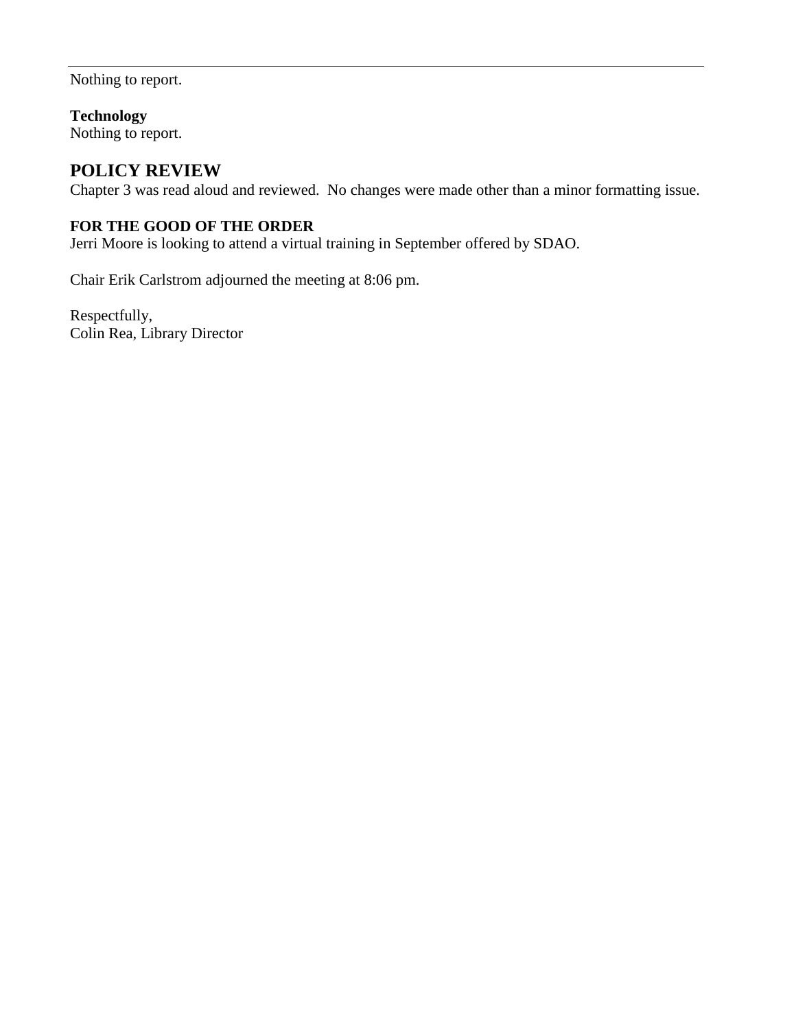Nothing to report.

**Technology**
Nothing to report.

## POLICY REVIEW

Chapter 3 was read aloud and reviewed. No changes were made other than a minor formatting issue.

**FOR THE GOOD OF THE ORDER**
Jerri Moore is looking to attend a virtual training in September offered by SDAO.

Chair Erik Carlstrom adjourned the meeting at 8:06 pm.

Respectfully,
Colin Rea, Library Director